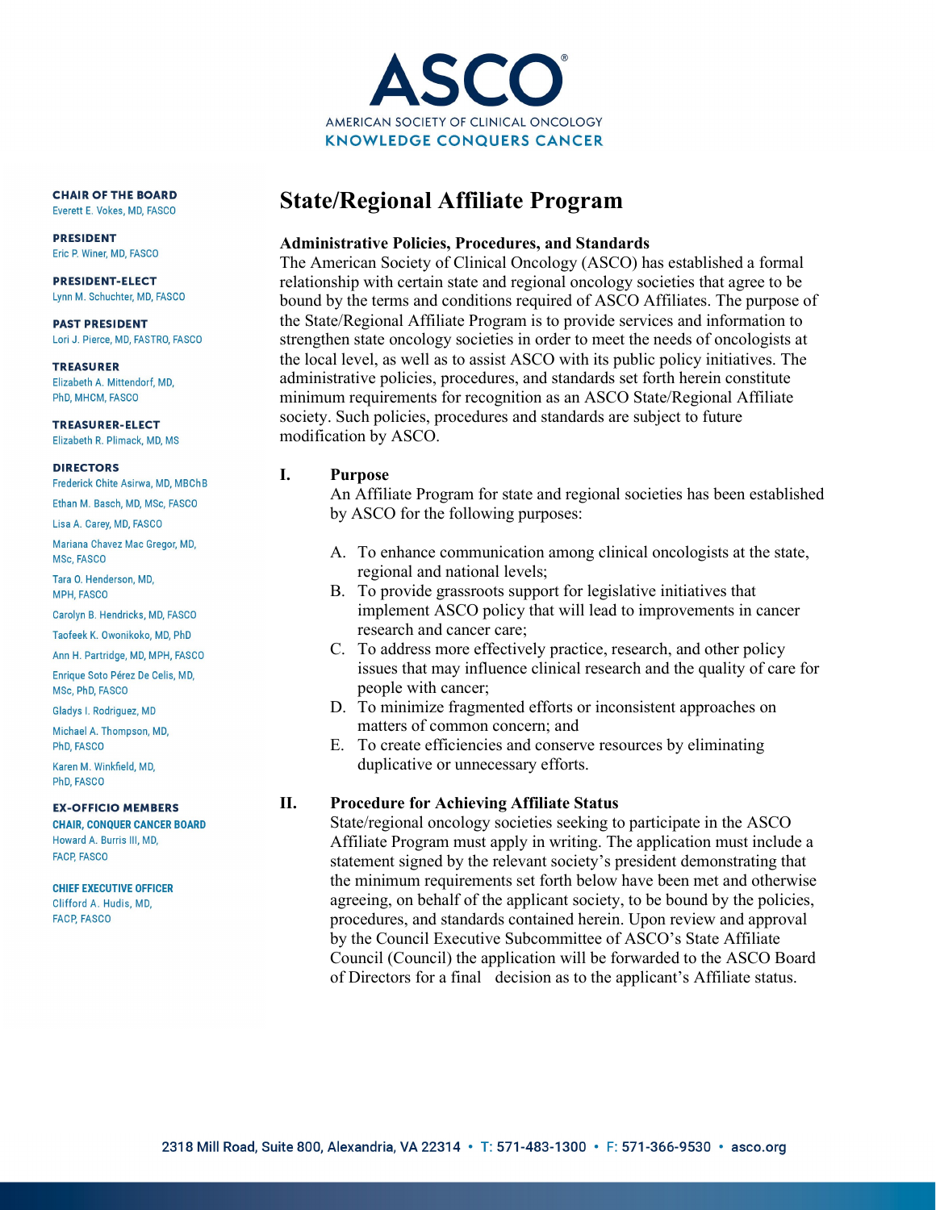# ASCO

AMERICAN SOCIETY OF CLINICAL ONCOLOGY
KNOWLEDGE CONQUERS CANCER

**CHAIR OF THE BOARD**
Everett E. Vokes, MD, FASCO

**PRESIDENT**
Eric P. Winer, MD, FASCO

**PRESIDENT-ELECT**
Lynn M. Schuchter, MD, FASCO

**PAST PRESIDENT**
Lori J. Pierce, MD, FASTRO, FASCO

**TREASURER**
Elizabeth A. Mittendorf, MD, PhD, MHCM, FASCO

**TREASURER-ELECT**
Elizabeth R. Plimack, MD, MS

**DIRECTORS**
Frederick Chite Asirwa, MD, MBChB
Ethan M. Basch, MD, MSc, FASCO
Lisa A. Carey, MD, FASCO
Mariana Chavez Mac Gregor, MD, MSc, FASCO
Tara O. Henderson, MD, MPH, FASCO
Carolyn B. Hendricks, MD, FASCO
Taofeek K. Owonikoko, MD, PhD
Ann H. Partridge, MD, MPH, FASCO
Enrique Soto Pérez De Celis, MD, MSc, PhD, FASCO
Gladys I. Rodriguez, MD
Michael A. Thompson, MD, PhD, FASCO
Karen M. Winkfield, MD, PhD, FASCO

**EX-OFFICIO MEMBERS**
**CHAIR, CONQUER CANCER BOARD**
Howard A. Burris III, MD, FACP, FASCO

**CHIEF EXECUTIVE OFFICER**
Clifford A. Hudis, MD, FACP, FASCO

## State/Regional Affiliate Program

**Administrative Policies, Procedures, and Standards**

The American Society of Clinical Oncology (ASCO) has established a formal relationship with certain state and regional oncology societies that agree to be bound by the terms and conditions required of ASCO Affiliates. The purpose of the State/Regional Affiliate Program is to provide services and information to strengthen state oncology societies in order to meet the needs of oncologists at the local level, as well as to assist ASCO with its public policy initiatives. The administrative policies, procedures, and standards set forth herein constitute minimum requirements for recognition as an ASCO State/Regional Affiliate society. Such policies, procedures and standards are subject to future modification by ASCO.

### I. Purpose

An Affiliate Program for state and regional societies has been established by ASCO for the following purposes:

A. To enhance communication among clinical oncologists at the state, regional and national levels;

B. To provide grassroots support for legislative initiatives that implement ASCO policy that will lead to improvements in cancer research and cancer care;

C. To address more effectively practice, research, and other policy issues that may influence clinical research and the quality of care for people with cancer;

D. To minimize fragmented efforts or inconsistent approaches on matters of common concern; and

E. To create efficiencies and conserve resources by eliminating duplicative or unnecessary efforts.

### II. Procedure for Achieving Affiliate Status

State/regional oncology societies seeking to participate in the ASCO Affiliate Program must apply in writing. The application must include a statement signed by the relevant society's president demonstrating that the minimum requirements set forth below have been met and otherwise agreeing, on behalf of the applicant society, to be bound by the policies, procedures, and standards contained herein. Upon review and approval by the Council Executive Subcommittee of ASCO's State Affiliate Council (Council) the application will be forwarded to the ASCO Board of Directors for a final decision as to the applicant's Affiliate status.

2318 Mill Road, Suite 800, Alexandria, VA 22314 • T: 571-483-1300 • F: 571-366-9530 • asco.org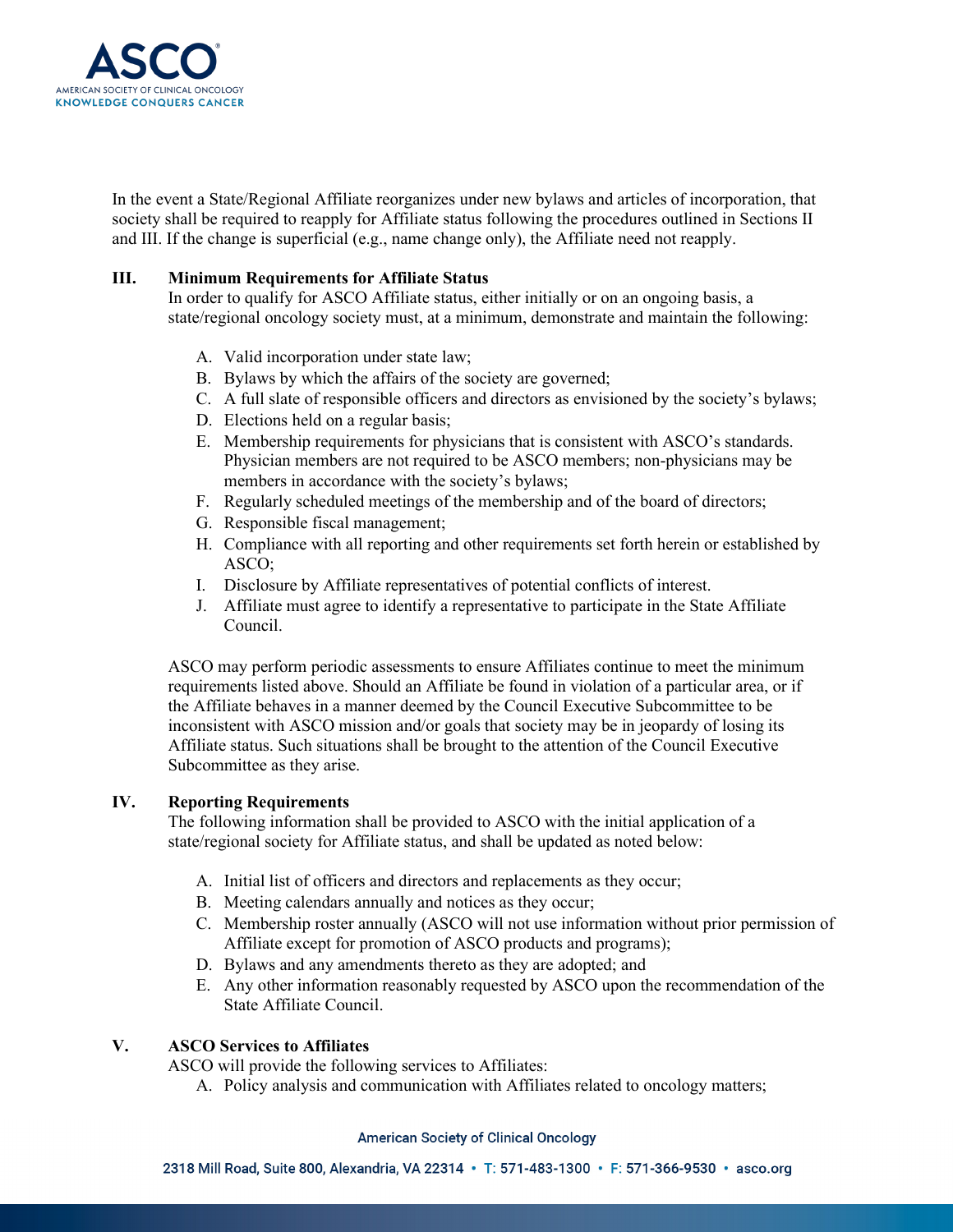In the event a State/Regional Affiliate reorganizes under new bylaws and articles of incorporation, that society shall be required to reapply for Affiliate status following the procedures outlined in Sections II and III. If the change is superficial (e.g., name change only), the Affiliate need not reapply.

## III. Minimum Requirements for Affiliate Status

In order to qualify for ASCO Affiliate status, either initially or on an ongoing basis, a state/regional oncology society must, at a minimum, demonstrate and maintain the following:

A. Valid incorporation under state law;
B. Bylaws by which the affairs of the society are governed;
C. A full slate of responsible officers and directors as envisioned by the society's bylaws;
D. Elections held on a regular basis;
E. Membership requirements for physicians that is consistent with ASCO's standards. Physician members are not required to be ASCO members; non-physicians may be members in accordance with the society's bylaws;
F. Regularly scheduled meetings of the membership and of the board of directors;
G. Responsible fiscal management;
H. Compliance with all reporting and other requirements set forth herein or established by ASCO;
I. Disclosure by Affiliate representatives of potential conflicts of interest.
J. Affiliate must agree to identify a representative to participate in the State Affiliate Council.

ASCO may perform periodic assessments to ensure Affiliates continue to meet the minimum requirements listed above. Should an Affiliate be found in violation of a particular area, or if the Affiliate behaves in a manner deemed by the Council Executive Subcommittee to be inconsistent with ASCO mission and/or goals that society may be in jeopardy of losing its Affiliate status. Such situations shall be brought to the attention of the Council Executive Subcommittee as they arise.

## IV. Reporting Requirements

The following information shall be provided to ASCO with the initial application of a state/regional society for Affiliate status, and shall be updated as noted below:

A. Initial list of officers and directors and replacements as they occur;
B. Meeting calendars annually and notices as they occur;
C. Membership roster annually (ASCO will not use information without prior permission of Affiliate except for promotion of ASCO products and programs);
D. Bylaws and any amendments thereto as they are adopted; and
E. Any other information reasonably requested by ASCO upon the recommendation of the State Affiliate Council.

## V. ASCO Services to Affiliates

ASCO will provide the following services to Affiliates:

A. Policy analysis and communication with Affiliates related to oncology matters;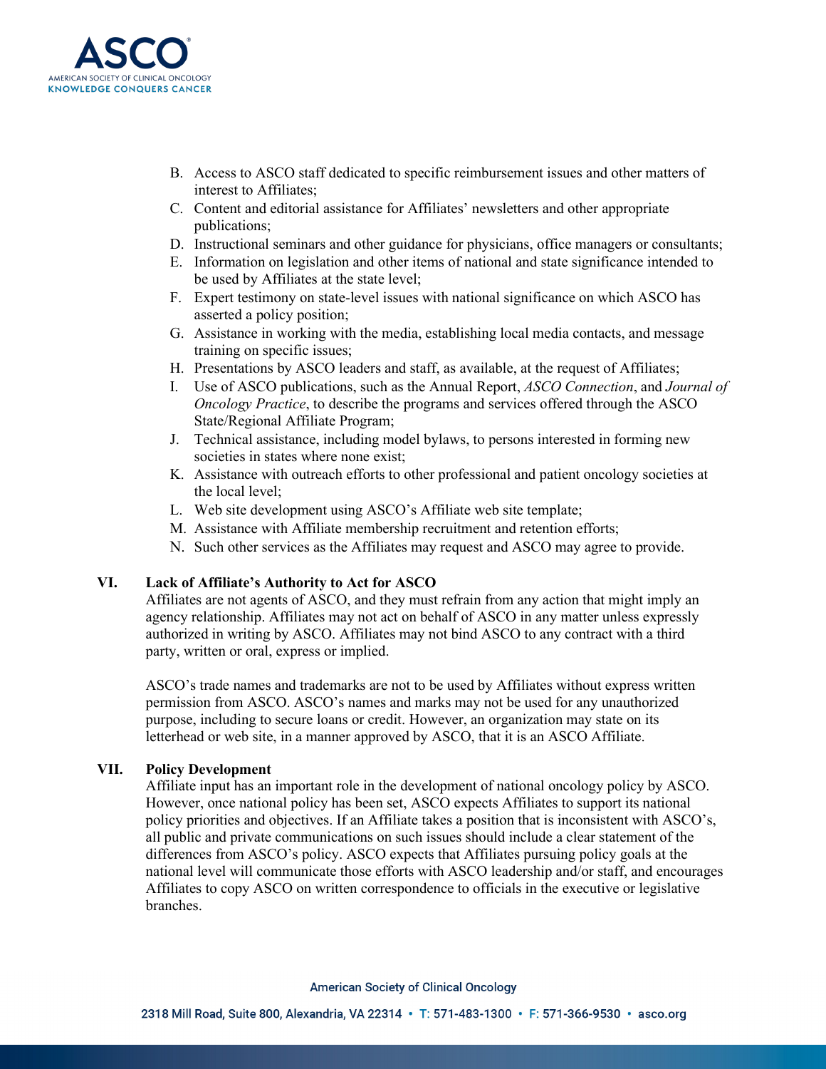B. Access to ASCO staff dedicated to specific reimbursement issues and other matters of interest to Affiliates;
C. Content and editorial assistance for Affiliates' newsletters and other appropriate publications;
D. Instructional seminars and other guidance for physicians, office managers or consultants;
E. Information on legislation and other items of national and state significance intended to be used by Affiliates at the state level;
F. Expert testimony on state-level issues with national significance on which ASCO has asserted a policy position;
G. Assistance in working with the media, establishing local media contacts, and message training on specific issues;
H. Presentations by ASCO leaders and staff, as available, at the request of Affiliates;
I. Use of ASCO publications, such as the Annual Report, *ASCO Connection*, and *Journal of Oncology Practice*, to describe the programs and services offered through the ASCO State/Regional Affiliate Program;
J. Technical assistance, including model bylaws, to persons interested in forming new societies in states where none exist;
K. Assistance with outreach efforts to other professional and patient oncology societies at the local level;
L. Web site development using ASCO's Affiliate web site template;
M. Assistance with Affiliate membership recruitment and retention efforts;
N. Such other services as the Affiliates may request and ASCO may agree to provide.

## VI. Lack of Affiliate's Authority to Act for ASCO

Affiliates are not agents of ASCO, and they must refrain from any action that might imply an agency relationship. Affiliates may not act on behalf of ASCO in any matter unless expressly authorized in writing by ASCO. Affiliates may not bind ASCO to any contract with a third party, written or oral, express or implied.

ASCO's trade names and trademarks are not to be used by Affiliates without express written permission from ASCO. ASCO's names and marks may not be used for any unauthorized purpose, including to secure loans or credit. However, an organization may state on its letterhead or web site, in a manner approved by ASCO, that it is an ASCO Affiliate.

## VII. Policy Development

Affiliate input has an important role in the development of national oncology policy by ASCO. However, once national policy has been set, ASCO expects Affiliates to support its national policy priorities and objectives. If an Affiliate takes a position that is inconsistent with ASCO's, all public and private communications on such issues should include a clear statement of the differences from ASCO's policy. ASCO expects that Affiliates pursuing policy goals at the national level will communicate those efforts with ASCO leadership and/or staff, and encourages Affiliates to copy ASCO on written correspondence to officials in the executive or legislative branches.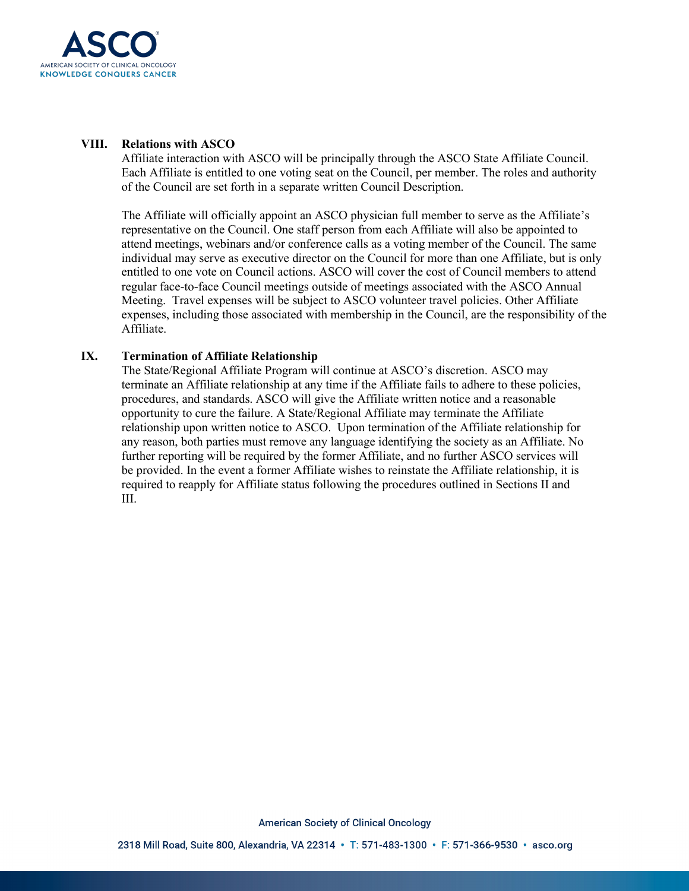## VIII. Relations with ASCO

Affiliate interaction with ASCO will be principally through the ASCO State Affiliate Council. Each Affiliate is entitled to one voting seat on the Council, per member. The roles and authority of the Council are set forth in a separate written Council Description.

The Affiliate will officially appoint an ASCO physician full member to serve as the Affiliate's representative on the Council. One staff person from each Affiliate will also be appointed to attend meetings, webinars and/or conference calls as a voting member of the Council. The same individual may serve as executive director on the Council for more than one Affiliate, but is only entitled to one vote on Council actions. ASCO will cover the cost of Council members to attend regular face-to-face Council meetings outside of meetings associated with the ASCO Annual Meeting. Travel expenses will be subject to ASCO volunteer travel policies. Other Affiliate expenses, including those associated with membership in the Council, are the responsibility of the Affiliate.

## IX. Termination of Affiliate Relationship

The State/Regional Affiliate Program will continue at ASCO's discretion. ASCO may terminate an Affiliate relationship at any time if the Affiliate fails to adhere to these policies, procedures, and standards. ASCO will give the Affiliate written notice and a reasonable opportunity to cure the failure. A State/Regional Affiliate may terminate the Affiliate relationship upon written notice to ASCO. Upon termination of the Affiliate relationship for any reason, both parties must remove any language identifying the society as an Affiliate. No further reporting will be required by the former Affiliate, and no further ASCO services will be provided. In the event a former Affiliate wishes to reinstate the Affiliate relationship, it is required to reapply for Affiliate status following the procedures outlined in Sections II and III.